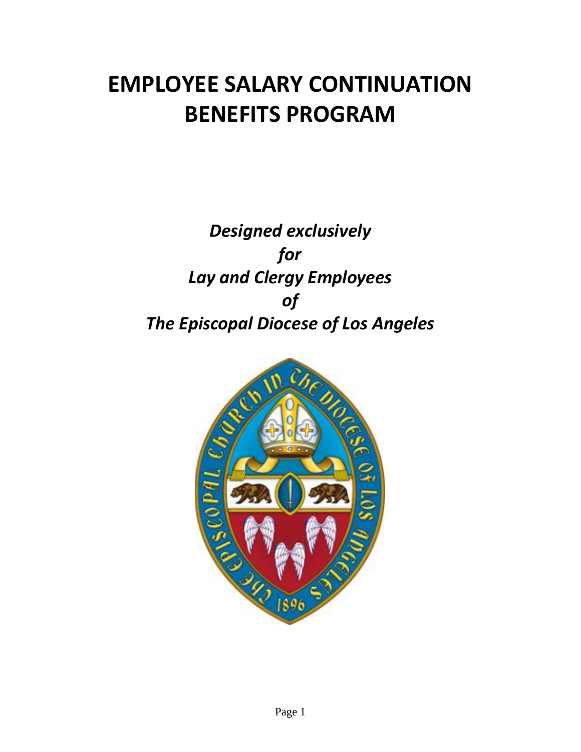# EMPLOYEE SALARY CONTINUATION BENEFITS PROGRAM

***Designed exclusively***
***for***
***Lay and Clergy Employees***
***of***
***The Episcopal Diocese of Los Angeles***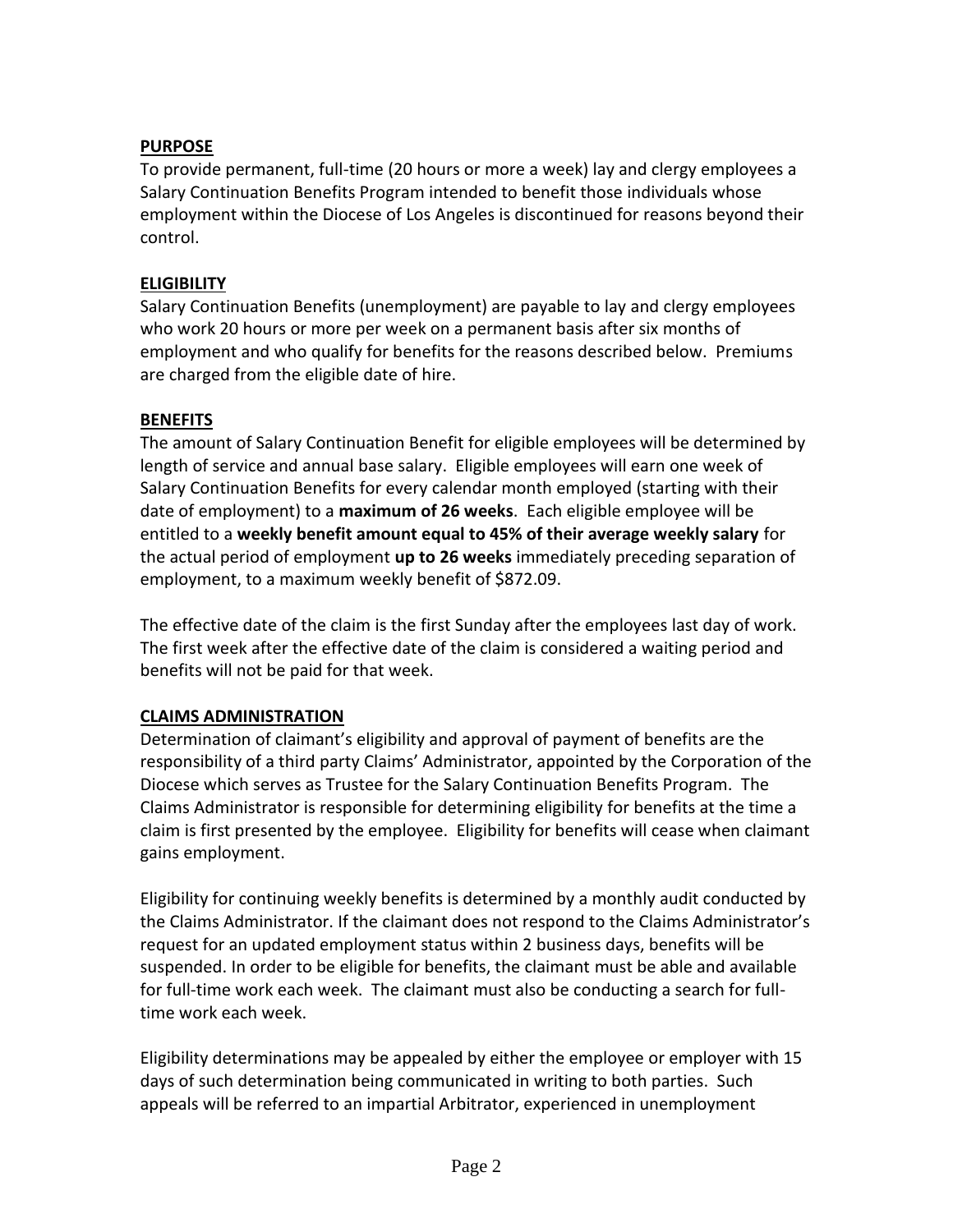## PURPOSE

To provide permanent, full-time (20 hours or more a week) lay and clergy employees a Salary Continuation Benefits Program intended to benefit those individuals whose employment within the Diocese of Los Angeles is discontinued for reasons beyond their control.

## ELIGIBILITY

Salary Continuation Benefits (unemployment) are payable to lay and clergy employees who work 20 hours or more per week on a permanent basis after six months of employment and who qualify for benefits for the reasons described below. Premiums are charged from the eligible date of hire.

## BENEFITS

The amount of Salary Continuation Benefit for eligible employees will be determined by length of service and annual base salary. Eligible employees will earn one week of Salary Continuation Benefits for every calendar month employed (starting with their date of employment) to a **maximum of 26 weeks**. Each eligible employee will be entitled to a **weekly benefit amount equal to 45% of their average weekly salary** for the actual period of employment **up to 26 weeks** immediately preceding separation of employment, to a maximum weekly benefit of $872.09.

The effective date of the claim is the first Sunday after the employees last day of work. The first week after the effective date of the claim is considered a waiting period and benefits will not be paid for that week.

## CLAIMS ADMINISTRATION

Determination of claimant's eligibility and approval of payment of benefits are the responsibility of a third party Claims' Administrator, appointed by the Corporation of the Diocese which serves as Trustee for the Salary Continuation Benefits Program. The Claims Administrator is responsible for determining eligibility for benefits at the time a claim is first presented by the employee. Eligibility for benefits will cease when claimant gains employment.

Eligibility for continuing weekly benefits is determined by a monthly audit conducted by the Claims Administrator. If the claimant does not respond to the Claims Administrator's request for an updated employment status within 2 business days, benefits will be suspended. In order to be eligible for benefits, the claimant must be able and available for full-time work each week. The claimant must also be conducting a search for full-time work each week.

Eligibility determinations may be appealed by either the employee or employer with 15 days of such determination being communicated in writing to both parties. Such appeals will be referred to an impartial Arbitrator, experienced in unemployment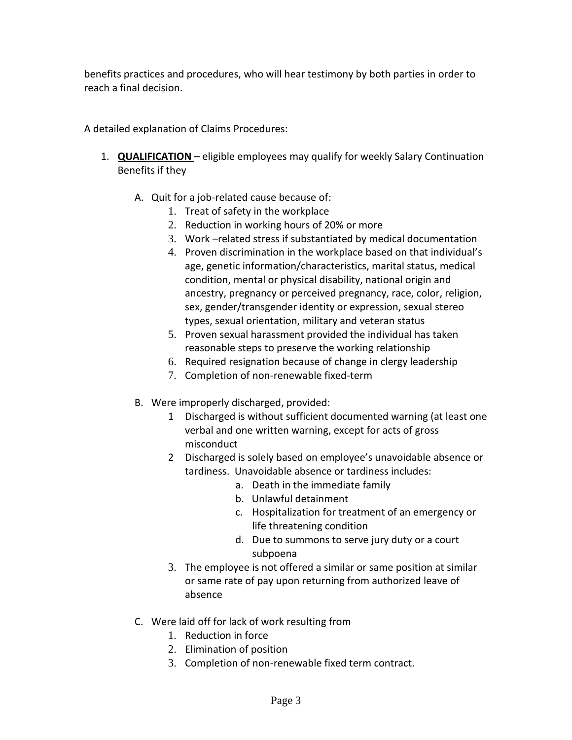benefits practices and procedures, who will hear testimony by both parties in order to reach a final decision.

A detailed explanation of Claims Procedures:

1. **QUALIFICATION** – eligible employees may qualify for weekly Salary Continuation Benefits if they

   A. Quit for a job-related cause because of:
      1. Treat of safety in the workplace
      2. Reduction in working hours of 20% or more
      3. Work –related stress if substantiated by medical documentation
      4. Proven discrimination in the workplace based on that individual's age, genetic information/characteristics, marital status, medical condition, mental or physical disability, national origin and ancestry, pregnancy or perceived pregnancy, race, color, religion, sex, gender/transgender identity or expression, sexual stereo types, sexual orientation, military and veteran status
      5. Proven sexual harassment provided the individual has taken reasonable steps to preserve the working relationship
      6. Required resignation because of change in clergy leadership
      7. Completion of non-renewable fixed-term

   B. Were improperly discharged, provided:
      1. Discharged is without sufficient documented warning (at least one verbal and one written warning, except for acts of gross misconduct
      2. Discharged is solely based on employee's unavoidable absence or tardiness. Unavoidable absence or tardiness includes:
         a. Death in the immediate family
         b. Unlawful detainment
         c. Hospitalization for treatment of an emergency or life threatening condition
         d. Due to summons to serve jury duty or a court subpoena
      3. The employee is not offered a similar or same position at similar or same rate of pay upon returning from authorized leave of absence

   C. Were laid off for lack of work resulting from
      1. Reduction in force
      2. Elimination of position
      3. Completion of non-renewable fixed term contract.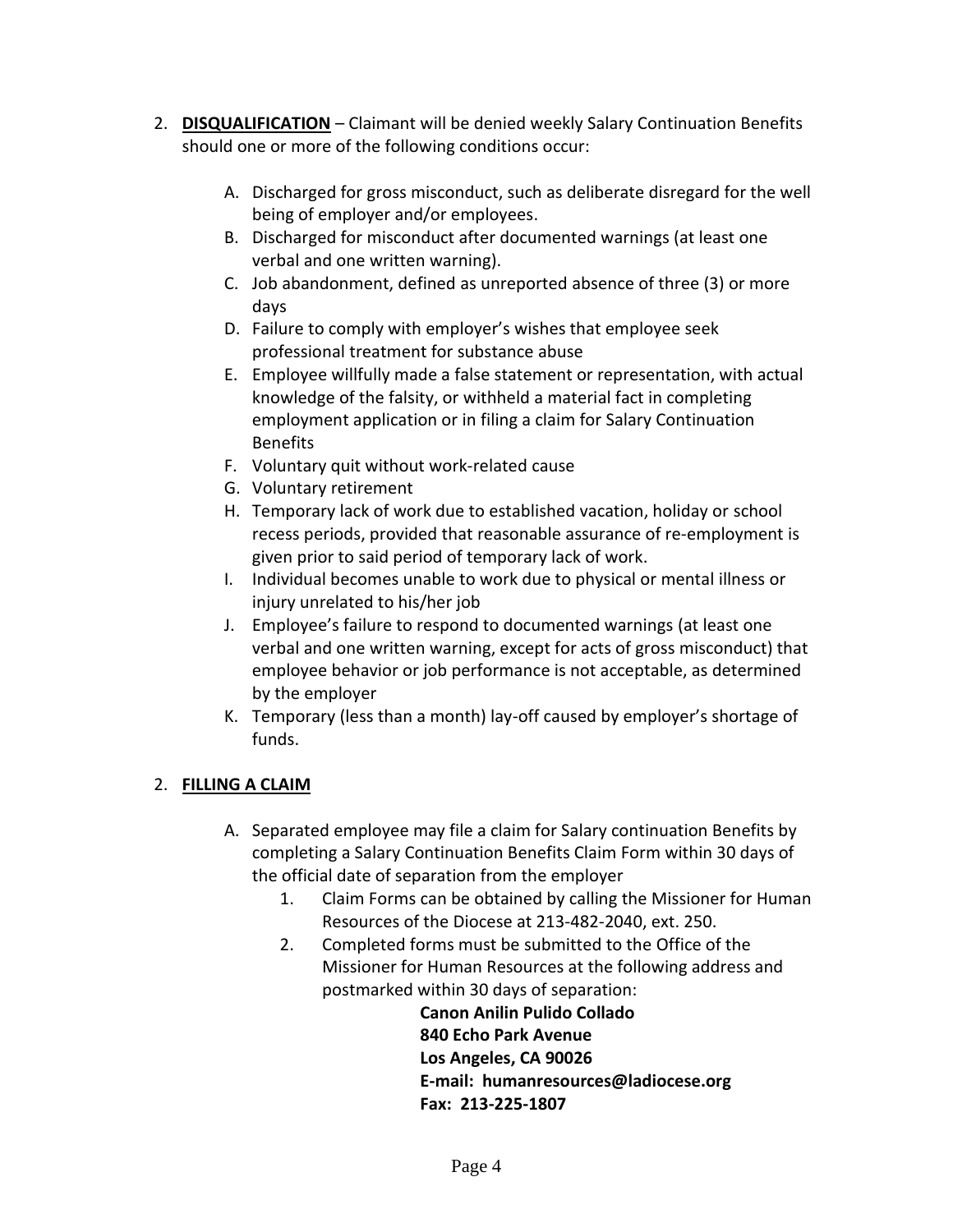2. **<u>DISQUALIFICATION</u>** – Claimant will be denied weekly Salary Continuation Benefits should one or more of the following conditions occur:

   A. Discharged for gross misconduct, such as deliberate disregard for the well being of employer and/or employees.
   B. Discharged for misconduct after documented warnings (at least one verbal and one written warning).
   C. Job abandonment, defined as unreported absence of three (3) or more days
   D. Failure to comply with employer's wishes that employee seek professional treatment for substance abuse
   E. Employee willfully made a false statement or representation, with actual knowledge of the falsity, or withheld a material fact in completing employment application or in filing a claim for Salary Continuation Benefits
   F. Voluntary quit without work-related cause
   G. Voluntary retirement
   H. Temporary lack of work due to established vacation, holiday or school recess periods, provided that reasonable assurance of re-employment is given prior to said period of temporary lack of work.
   I. Individual becomes unable to work due to physical or mental illness or injury unrelated to his/her job
   J. Employee's failure to respond to documented warnings (at least one verbal and one written warning, except for acts of gross misconduct) that employee behavior or job performance is not acceptable, as determined by the employer
   K. Temporary (less than a month) lay-off caused by employer's shortage of funds.

2. **<u>FILLING A CLAIM</u>**

   A. Separated employee may file a claim for Salary continuation Benefits by completing a Salary Continuation Benefits Claim Form within 30 days of the official date of separation from the employer
      1. Claim Forms can be obtained by calling the Missioner for Human Resources of the Diocese at 213-482-2040, ext. 250.
      2. Completed forms must be submitted to the Office of the Missioner for Human Resources at the following address and postmarked within 30 days of separation:

         **Canon Anilin Pulido Collado**
         **840 Echo Park Avenue**
         **Los Angeles, CA 90026**
         **E-mail: humanresources@ladiocese.org**
         **Fax: 213-225-1807**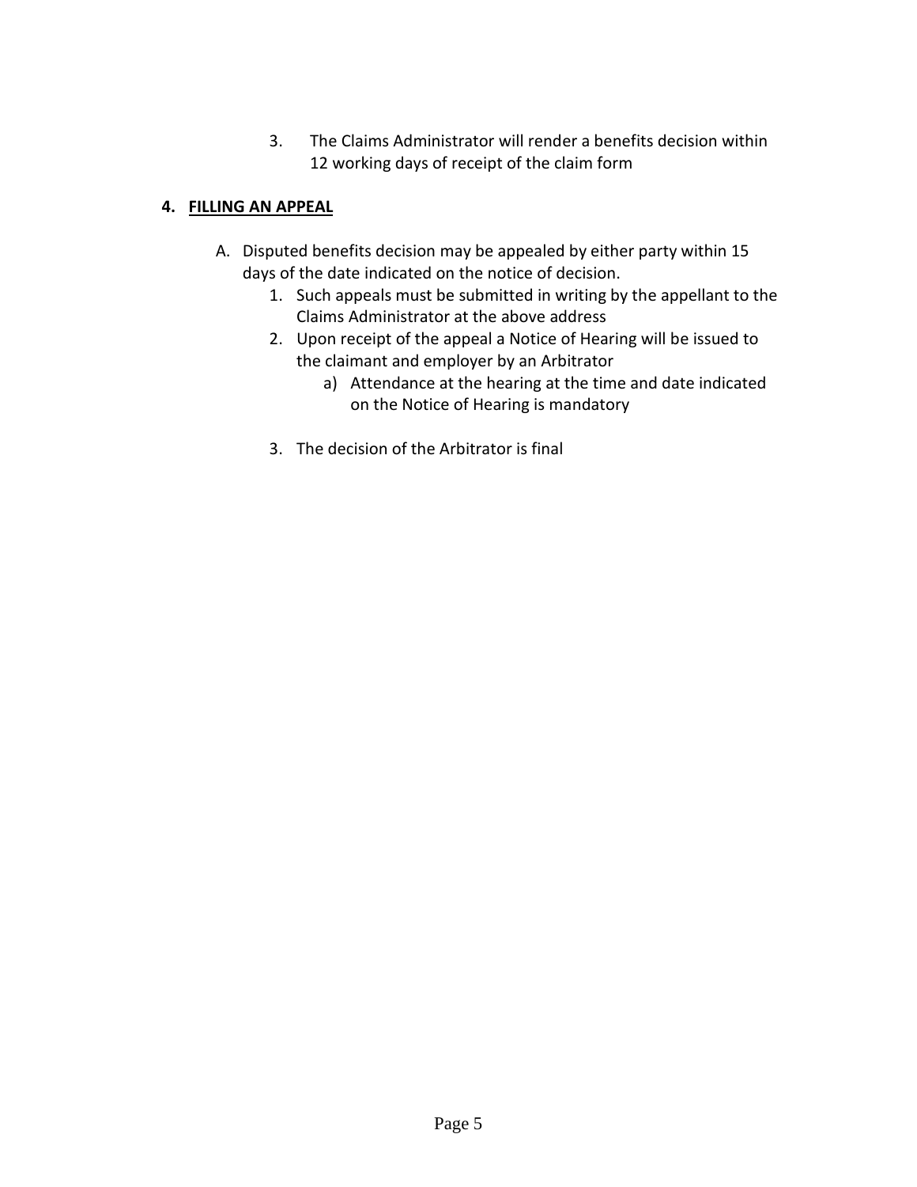3. The Claims Administrator will render a benefits decision within 12 working days of receipt of the claim form

## 4. FILLING AN APPEAL

A. Disputed benefits decision may be appealed by either party within 15 days of the date indicated on the notice of decision.
    1. Such appeals must be submitted in writing by the appellant to the Claims Administrator at the above address
    2. Upon receipt of the appeal a Notice of Hearing will be issued to the claimant and employer by an Arbitrator
        a) Attendance at the hearing at the time and date indicated on the Notice of Hearing is mandatory
    3. The decision of the Arbitrator is final